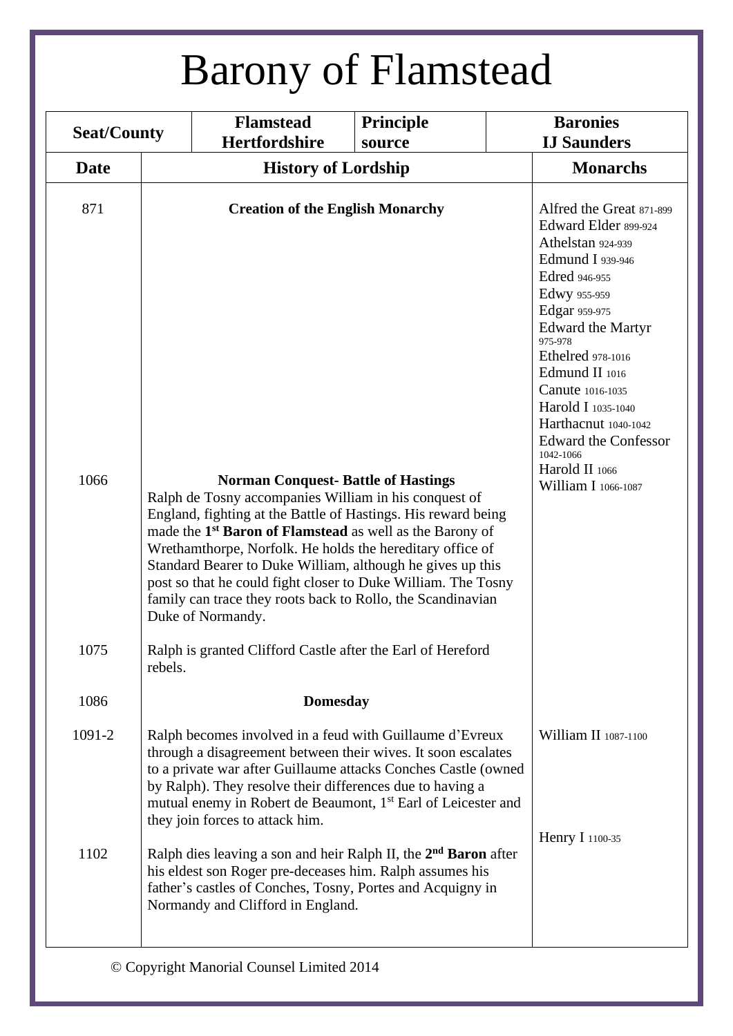# Barony of Flamstead

| Seat/County | Flamstead Hertfordshire | Principle source | Baronies IJ Saunders |
|---|---|---|---|

| Date | History of Lordship | Monarchs |
|---|---|---|
| 871 | **Creation of the English Monarchy** | Alfred the Great 871-899<br>Edward Elder 899-924<br>Athelstan 924-939<br>Edmund I 939-946<br>Edred 946-955<br>Edwy 955-959<br>Edgar 959-975<br>Edward the Martyr 975-978<br>Ethelred 978-1016<br>Edmund II 1016<br>Canute 1016-1035<br>Harold I 1035-1040<br>Harthacnut 1040-1042<br>Edward the Confessor 1042-1066<br>Harold II 1066<br>William I 1066-1087 |
| 1066 | **Norman Conquest- Battle of Hastings**<br>Ralph de Tosny accompanies William in his conquest of England, fighting at the Battle of Hastings. His reward being made the **1st Baron of Flamstead** as well as the Barony of Wrethamthorpe, Norfolk. He holds the hereditary office of Standard Bearer to Duke William, although he gives up this post so that he could fight closer to Duke William. The Tosny family can trace they roots back to Rollo, the Scandinavian Duke of Normandy. | |
| 1075 | Ralph is granted Clifford Castle after the Earl of Hereford rebels. | |
| 1086 | **Domesday** | |
| 1091-2 | Ralph becomes involved in a feud with Guillaume d'Evreux through a disagreement between their wives. It soon escalates to a private war after Guillaume attacks Conches Castle (owned by Ralph). They resolve their differences due to having a mutual enemy in Robert de Beaumont, 1st Earl of Leicester and they join forces to attack him. | William II 1087-1100 |
| 1102 | Ralph dies leaving a son and heir Ralph II, the **2nd Baron** after his eldest son Roger pre-deceases him. Ralph assumes his father's castles of Conches, Tosny, Portes and Acquigny in Normandy and Clifford in England. | Henry I 1100-35 |

© Copyright Manorial Counsel Limited 2014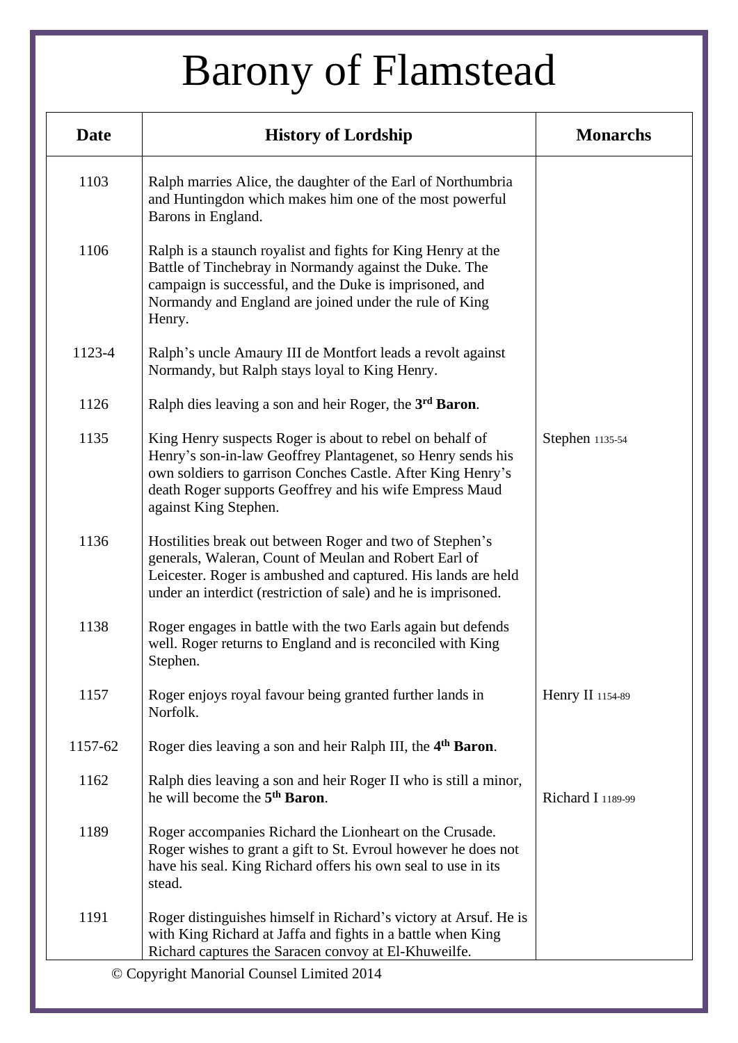# Barony of Flamstead

| Date | History of Lordship | Monarchs |
|---|---|---|
| 1103 | Ralph marries Alice, the daughter of the Earl of Northumbria and Huntingdon which makes him one of the most powerful Barons in England. | |
| 1106 | Ralph is a staunch royalist and fights for King Henry at the Battle of Tinchebray in Normandy against the Duke. The campaign is successful, and the Duke is imprisoned, and Normandy and England are joined under the rule of King Henry. | |
| 1123-4 | Ralph's uncle Amaury III de Montfort leads a revolt against Normandy, but Ralph stays loyal to King Henry. | |
| 1126 | Ralph dies leaving a son and heir Roger, the **3rd Baron**. | |
| 1135 | King Henry suspects Roger is about to rebel on behalf of Henry's son-in-law Geoffrey Plantagenet, so Henry sends his own soldiers to garrison Conches Castle. After King Henry's death Roger supports Geoffrey and his wife Empress Maud against King Stephen. | Stephen 1135-54 |
| 1136 | Hostilities break out between Roger and two of Stephen's generals, Waleran, Count of Meulan and Robert Earl of Leicester. Roger is ambushed and captured. His lands are held under an interdict (restriction of sale) and he is imprisoned. | |
| 1138 | Roger engages in battle with the two Earls again but defends well. Roger returns to England and is reconciled with King Stephen. | |
| 1157 | Roger enjoys royal favour being granted further lands in Norfolk. | Henry II 1154-89 |
| 1157-62 | Roger dies leaving a son and heir Ralph III, the **4th Baron**. | |
| 1162 | Ralph dies leaving a son and heir Roger II who is still a minor, he will become the **5th Baron**. | Richard I 1189-99 |
| 1189 | Roger accompanies Richard the Lionheart on the Crusade. Roger wishes to grant a gift to St. Evroul however he does not have his seal. King Richard offers his own seal to use in its stead. | |
| 1191 | Roger distinguishes himself in Richard's victory at Arsuf. He is with King Richard at Jaffa and fights in a battle when King Richard captures the Saracen convoy at El-Khuweilfe. | |

© Copyright Manorial Counsel Limited 2014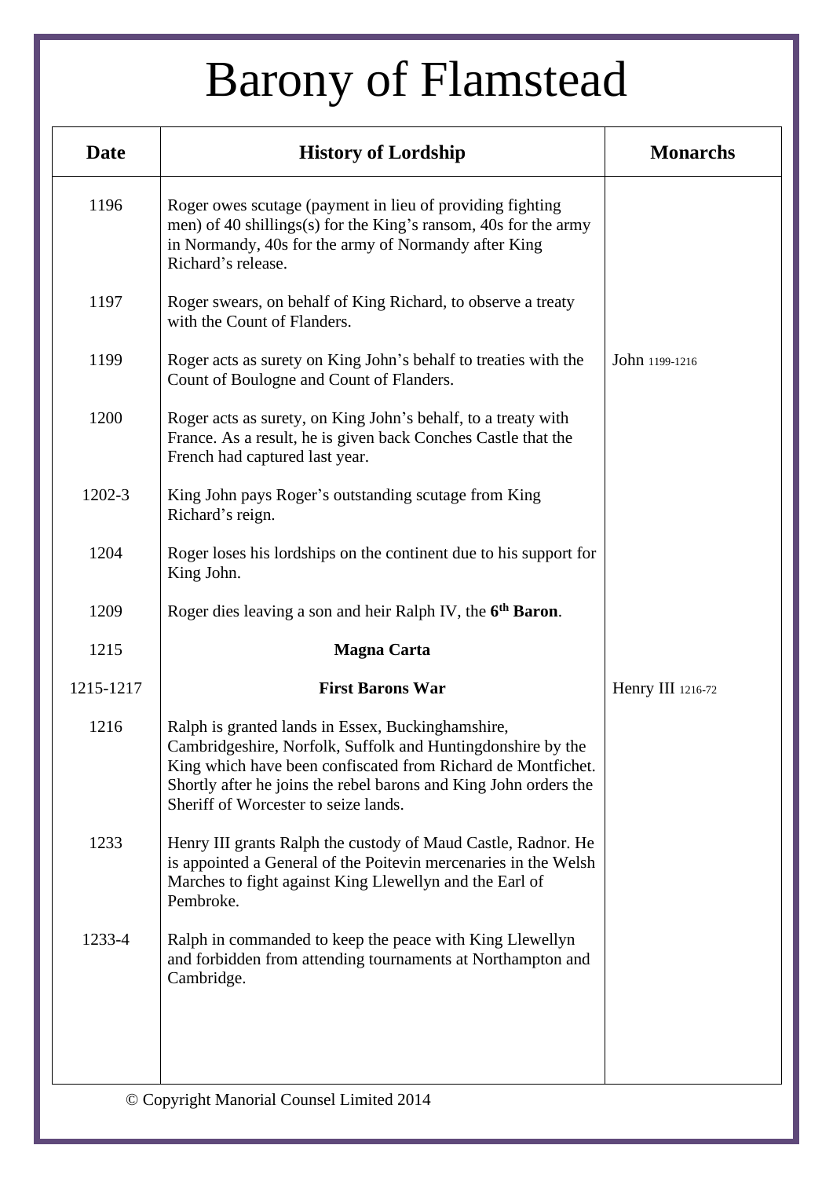# Barony of Flamstead

| Date | History of Lordship | Monarchs |
|---|---|---|
| 1196 | Roger owes scutage (payment in lieu of providing fighting men) of 40 shillings(s) for the King's ransom, 40s for the army in Normandy, 40s for the army of Normandy after King Richard's release. | |
| 1197 | Roger swears, on behalf of King Richard, to observe a treaty with the Count of Flanders. | |
| 1199 | Roger acts as surety on King John's behalf to treaties with the Count of Boulogne and Count of Flanders. | John 1199-1216 |
| 1200 | Roger acts as surety, on King John's behalf, to a treaty with France. As a result, he is given back Conches Castle that the French had captured last year. | |
| 1202-3 | King John pays Roger's outstanding scutage from King Richard's reign. | |
| 1204 | Roger loses his lordships on the continent due to his support for King John. | |
| 1209 | Roger dies leaving a son and heir Ralph IV, the **6th Baron**. | |
| 1215 | **Magna Carta** | |
| 1215-1217 | **First Barons War** | Henry III 1216-72 |
| 1216 | Ralph is granted lands in Essex, Buckinghamshire, Cambridgeshire, Norfolk, Suffolk and Huntingdonshire by the King which have been confiscated from Richard de Montfichet. Shortly after he joins the rebel barons and King John orders the Sheriff of Worcester to seize lands. | |
| 1233 | Henry III grants Ralph the custody of Maud Castle, Radnor. He is appointed a General of the Poitevin mercenaries in the Welsh Marches to fight against King Llewellyn and the Earl of Pembroke. | |
| 1233-4 | Ralph in commanded to keep the peace with King Llewellyn and forbidden from attending tournaments at Northampton and Cambridge. | |

© Copyright Manorial Counsel Limited 2014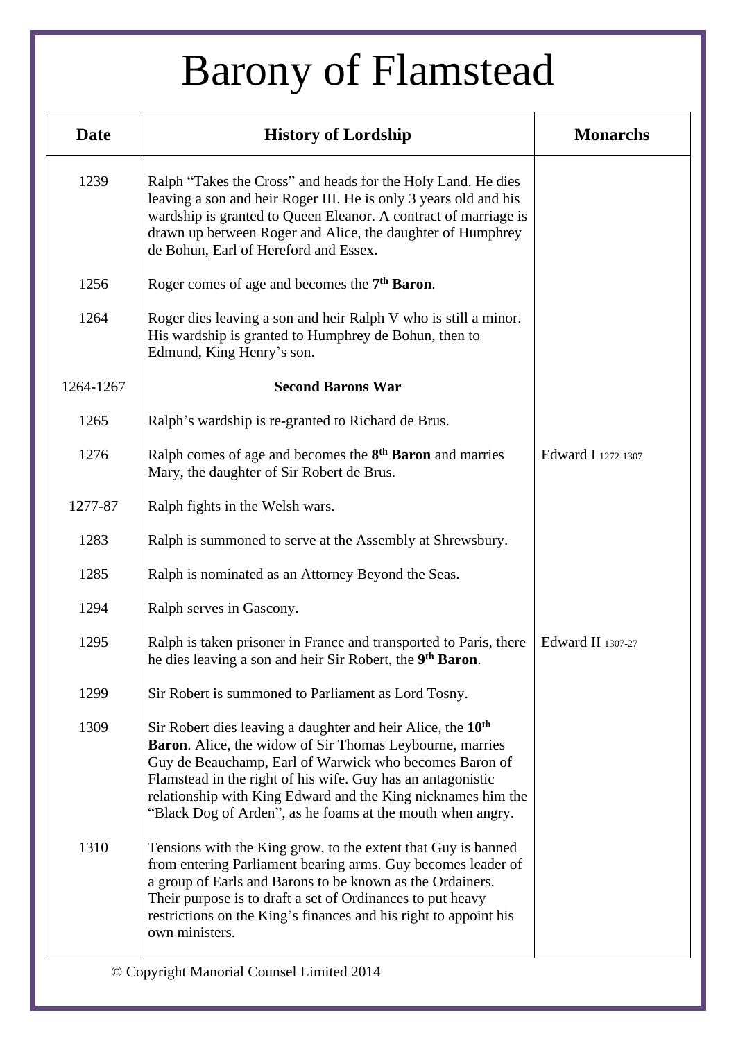# Barony of Flamstead

| Date | History of Lordship | Monarchs |
|---|---|---|
| 1239 | Ralph "Takes the Cross" and heads for the Holy Land. He dies leaving a son and heir Roger III. He is only 3 years old and his wardship is granted to Queen Eleanor. A contract of marriage is drawn up between Roger and Alice, the daughter of Humphrey de Bohun, Earl of Hereford and Essex. | |
| 1256 | Roger comes of age and becomes the **7th Baron**. | |
| 1264 | Roger dies leaving a son and heir Ralph V who is still a minor. His wardship is granted to Humphrey de Bohun, then to Edmund, King Henry's son. | |
| 1264-1267 | **Second Barons War** | |
| 1265 | Ralph's wardship is re-granted to Richard de Brus. | |
| 1276 | Ralph comes of age and becomes the **8th Baron** and marries Mary, the daughter of Sir Robert de Brus. | Edward I 1272-1307 |
| 1277-87 | Ralph fights in the Welsh wars. | |
| 1283 | Ralph is summoned to serve at the Assembly at Shrewsbury. | |
| 1285 | Ralph is nominated as an Attorney Beyond the Seas. | |
| 1294 | Ralph serves in Gascony. | |
| 1295 | Ralph is taken prisoner in France and transported to Paris, there he dies leaving a son and heir Sir Robert, the **9th Baron**. | Edward II 1307-27 |
| 1299 | Sir Robert is summoned to Parliament as Lord Tosny. | |
| 1309 | Sir Robert dies leaving a daughter and heir Alice, the **10th Baron**. Alice, the widow of Sir Thomas Leybourne, marries Guy de Beauchamp, Earl of Warwick who becomes Baron of Flamstead in the right of his wife. Guy has an antagonistic relationship with King Edward and the King nicknames him the "Black Dog of Arden", as he foams at the mouth when angry. | |
| 1310 | Tensions with the King grow, to the extent that Guy is banned from entering Parliament bearing arms. Guy becomes leader of a group of Earls and Barons to be known as the Ordainers. Their purpose is to draft a set of Ordinances to put heavy restrictions on the King's finances and his right to appoint his own ministers. | |

© Copyright Manorial Counsel Limited 2014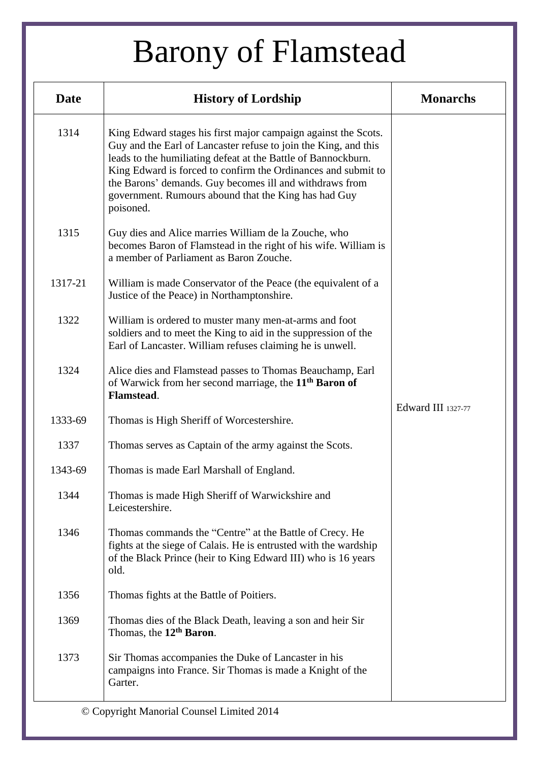# Barony of Flamstead

| Date | History of Lordship | Monarchs |
|---|---|---|
| 1314 | King Edward stages his first major campaign against the Scots. Guy and the Earl of Lancaster refuse to join the King, and this leads to the humiliating defeat at the Battle of Bannockburn. King Edward is forced to confirm the Ordinances and submit to the Barons' demands. Guy becomes ill and withdraws from government. Rumours abound that the King has had Guy poisoned. | |
| 1315 | Guy dies and Alice marries William de la Zouche, who becomes Baron of Flamstead in the right of his wife. William is a member of Parliament as Baron Zouche. | |
| 1317-21 | William is made Conservator of the Peace (the equivalent of a Justice of the Peace) in Northamptonshire. | |
| 1322 | William is ordered to muster many men-at-arms and foot soldiers and to meet the King to aid in the suppression of the Earl of Lancaster. William refuses claiming he is unwell. | |
| 1324 | Alice dies and Flamstead passes to Thomas Beauchamp, Earl of Warwick from her second marriage, the **11th Baron of Flamstead**. | |
| 1333-69 | Thomas is High Sheriff of Worcestershire. | Edward III 1327-77 |
| 1337 | Thomas serves as Captain of the army against the Scots. | |
| 1343-69 | Thomas is made Earl Marshall of England. | |
| 1344 | Thomas is made High Sheriff of Warwickshire and Leicestershire. | |
| 1346 | Thomas commands the "Centre" at the Battle of Crecy. He fights at the siege of Calais. He is entrusted with the wardship of the Black Prince (heir to King Edward III) who is 16 years old. | |
| 1356 | Thomas fights at the Battle of Poitiers. | |
| 1369 | Thomas dies of the Black Death, leaving a son and heir Sir Thomas, the **12th Baron**. | |
| 1373 | Sir Thomas accompanies the Duke of Lancaster in his campaigns into France. Sir Thomas is made a Knight of the Garter. | |

© Copyright Manorial Counsel Limited 2014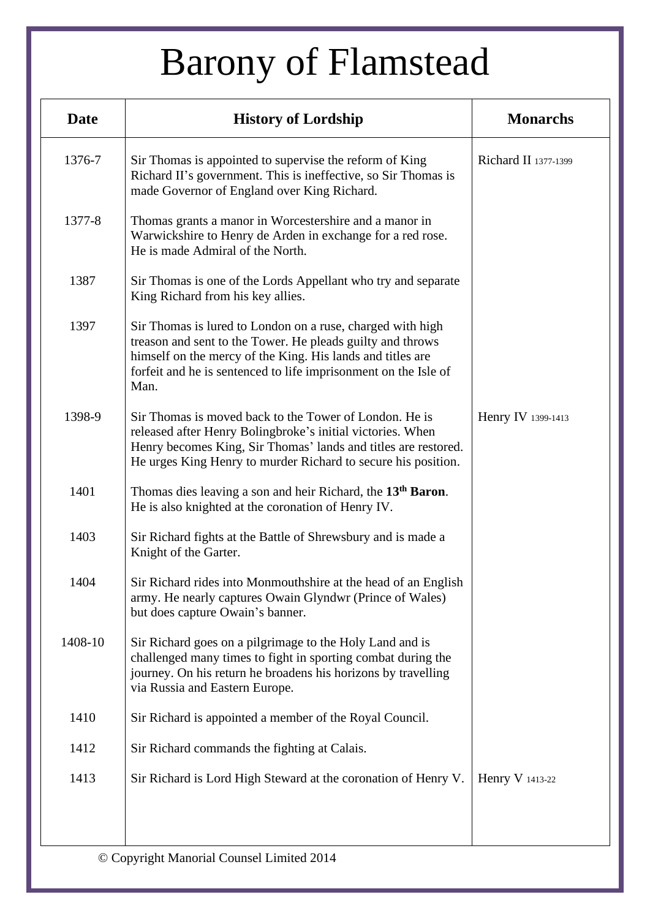# Barony of Flamstead

| Date | History of Lordship | Monarchs |
|---|---|---|
| 1376-7 | Sir Thomas is appointed to supervise the reform of King Richard II's government. This is ineffective, so Sir Thomas is made Governor of England over King Richard. | Richard II 1377-1399 |
| 1377-8 | Thomas grants a manor in Worcestershire and a manor in Warwickshire to Henry de Arden in exchange for a red rose. He is made Admiral of the North. | |
| 1387 | Sir Thomas is one of the Lords Appellant who try and separate King Richard from his key allies. | |
| 1397 | Sir Thomas is lured to London on a ruse, charged with high treason and sent to the Tower. He pleads guilty and throws himself on the mercy of the King. His lands and titles are forfeit and he is sentenced to life imprisonment on the Isle of Man. | |
| 1398-9 | Sir Thomas is moved back to the Tower of London. He is released after Henry Bolingbroke's initial victories. When Henry becomes King, Sir Thomas' lands and titles are restored. He urges King Henry to murder Richard to secure his position. | Henry IV 1399-1413 |
| 1401 | Thomas dies leaving a son and heir Richard, the **13th Baron**. He is also knighted at the coronation of Henry IV. | |
| 1403 | Sir Richard fights at the Battle of Shrewsbury and is made a Knight of the Garter. | |
| 1404 | Sir Richard rides into Monmouthshire at the head of an English army. He nearly captures Owain Glyndwr (Prince of Wales) but does capture Owain's banner. | |
| 1408-10 | Sir Richard goes on a pilgrimage to the Holy Land and is challenged many times to fight in sporting combat during the journey. On his return he broadens his horizons by travelling via Russia and Eastern Europe. | |
| 1410 | Sir Richard is appointed a member of the Royal Council. | |
| 1412 | Sir Richard commands the fighting at Calais. | |
| 1413 | Sir Richard is Lord High Steward at the coronation of Henry V. | Henry V 1413-22 |

© Copyright Manorial Counsel Limited 2014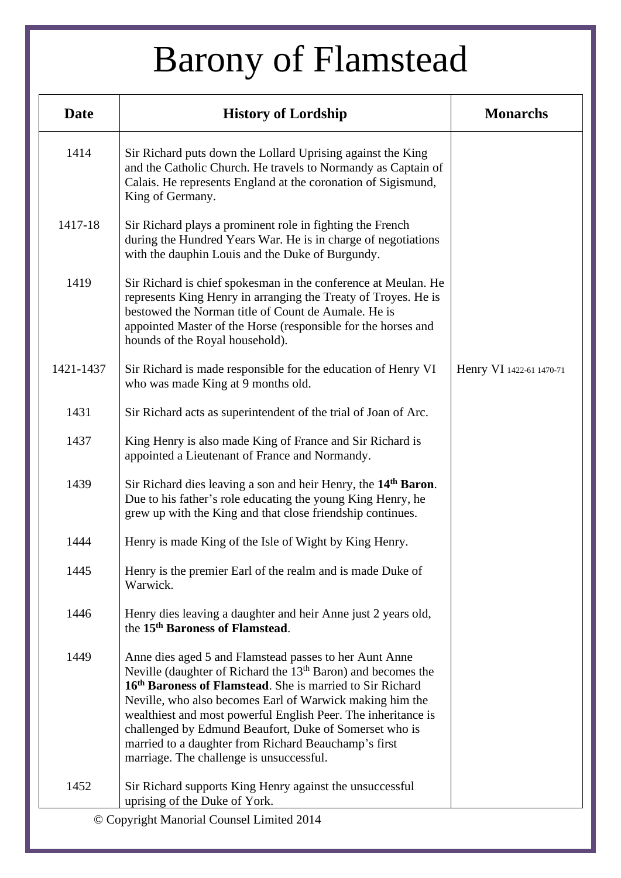# Barony of Flamstead

| Date | History of Lordship | Monarchs |
|---|---|---|
| 1414 | Sir Richard puts down the Lollard Uprising against the King and the Catholic Church. He travels to Normandy as Captain of Calais. He represents England at the coronation of Sigismund, King of Germany. | |
| 1417-18 | Sir Richard plays a prominent role in fighting the French during the Hundred Years War. He is in charge of negotiations with the dauphin Louis and the Duke of Burgundy. | |
| 1419 | Sir Richard is chief spokesman in the conference at Meulan. He represents King Henry in arranging the Treaty of Troyes. He is bestowed the Norman title of Count de Aumale. He is appointed Master of the Horse (responsible for the horses and hounds of the Royal household). | |
| 1421-1437 | Sir Richard is made responsible for the education of Henry VI who was made King at 9 months old. | Henry VI 1422-61 1470-71 |
| 1431 | Sir Richard acts as superintendent of the trial of Joan of Arc. | |
| 1437 | King Henry is also made King of France and Sir Richard is appointed a Lieutenant of France and Normandy. | |
| 1439 | Sir Richard dies leaving a son and heir Henry, the **14th Baron**. Due to his father's role educating the young King Henry, he grew up with the King and that close friendship continues. | |
| 1444 | Henry is made King of the Isle of Wight by King Henry. | |
| 1445 | Henry is the premier Earl of the realm and is made Duke of Warwick. | |
| 1446 | Henry dies leaving a daughter and heir Anne just 2 years old, the **15th Baroness of Flamstead**. | |
| 1449 | Anne dies aged 5 and Flamstead passes to her Aunt Anne Neville (daughter of Richard the 13th Baron) and becomes the **16th Baroness of Flamstead**. She is married to Sir Richard Neville, who also becomes Earl of Warwick making him the wealthiest and most powerful English Peer. The inheritance is challenged by Edmund Beaufort, Duke of Somerset who is married to a daughter from Richard Beauchamp's first marriage. The challenge is unsuccessful. | |
| 1452 | Sir Richard supports King Henry against the unsuccessful uprising of the Duke of York. | |

© Copyright Manorial Counsel Limited 2014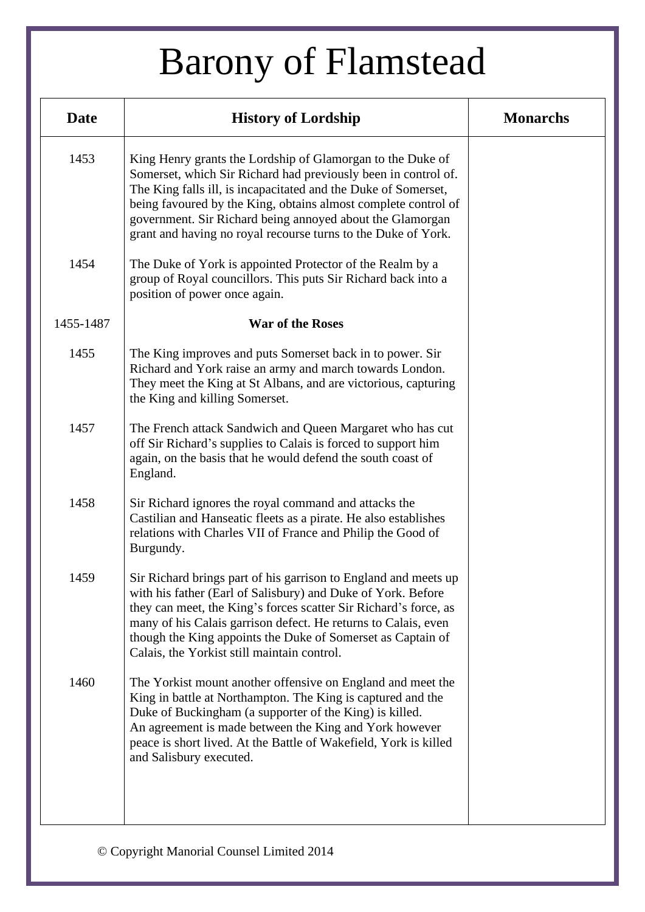# Barony of Flamstead

| Date | History of Lordship | Monarchs |
|---|---|---|
| 1453 | King Henry grants the Lordship of Glamorgan to the Duke of Somerset, which Sir Richard had previously been in control of. The King falls ill, is incapacitated and the Duke of Somerset, being favoured by the King, obtains almost complete control of government. Sir Richard being annoyed about the Glamorgan grant and having no royal recourse turns to the Duke of York. | |
| 1454 | The Duke of York is appointed Protector of the Realm by a group of Royal councillors. This puts Sir Richard back into a position of power once again. | |
| 1455-1487 | **War of the Roses** | |
| 1455 | The King improves and puts Somerset back in to power. Sir Richard and York raise an army and march towards London. They meet the King at St Albans, and are victorious, capturing the King and killing Somerset. | |
| 1457 | The French attack Sandwich and Queen Margaret who has cut off Sir Richard's supplies to Calais is forced to support him again, on the basis that he would defend the south coast of England. | |
| 1458 | Sir Richard ignores the royal command and attacks the Castilian and Hanseatic fleets as a pirate. He also establishes relations with Charles VII of France and Philip the Good of Burgundy. | |
| 1459 | Sir Richard brings part of his garrison to England and meets up with his father (Earl of Salisbury) and Duke of York. Before they can meet, the King's forces scatter Sir Richard's force, as many of his Calais garrison defect. He returns to Calais, even though the King appoints the Duke of Somerset as Captain of Calais, the Yorkist still maintain control. | |
| 1460 | The Yorkist mount another offensive on England and meet the King in battle at Northampton. The King is captured and the Duke of Buckingham (a supporter of the King) is killed.<br>An agreement is made between the King and York however peace is short lived. At the Battle of Wakefield, York is killed and Salisbury executed. | |

© Copyright Manorial Counsel Limited 2014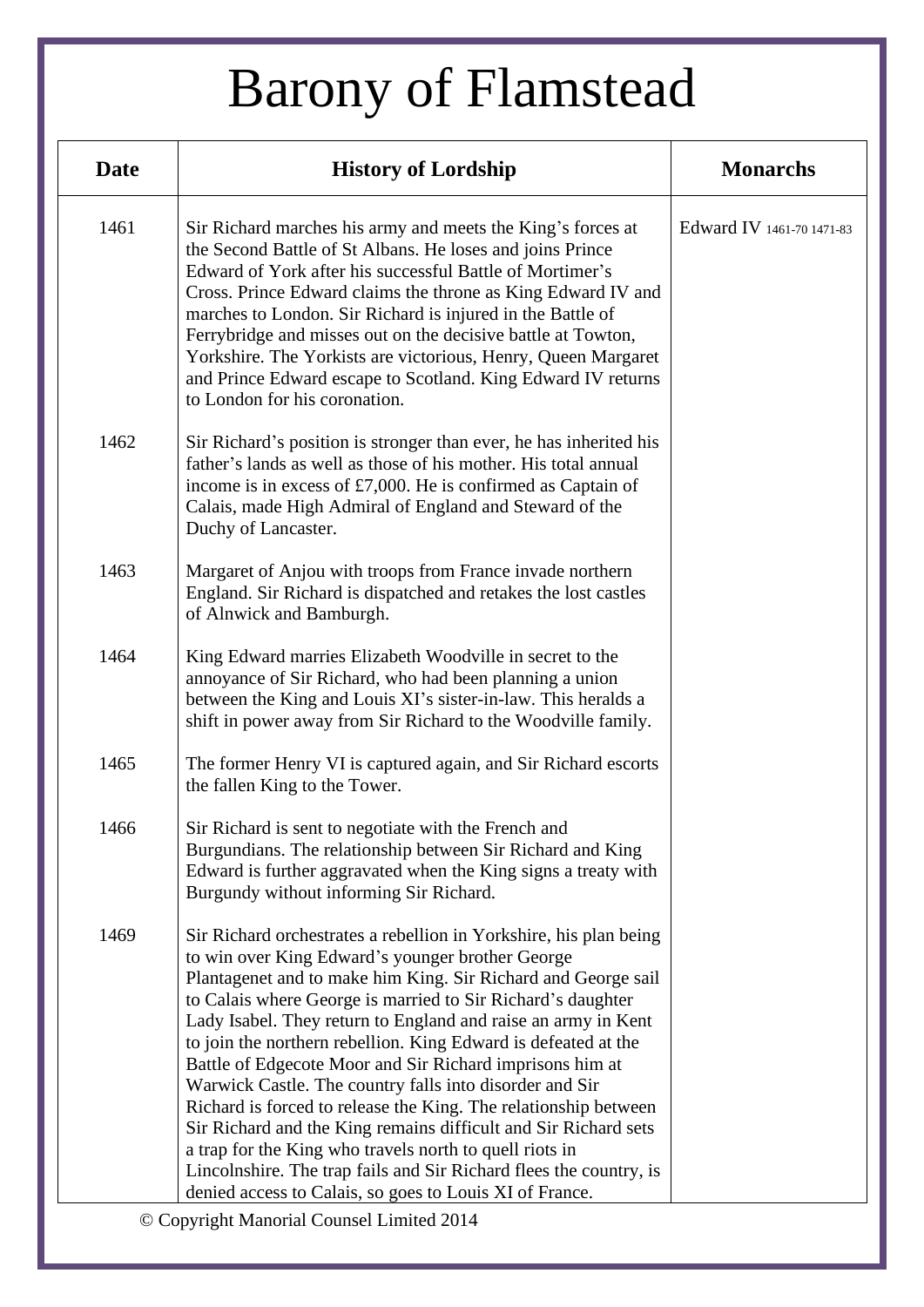# Barony of Flamstead

| Date | History of Lordship | Monarchs |
|---|---|---|
| 1461 | Sir Richard marches his army and meets the King's forces at the Second Battle of St Albans. He loses and joins Prince Edward of York after his successful Battle of Mortimer's Cross. Prince Edward claims the throne as King Edward IV and marches to London. Sir Richard is injured in the Battle of Ferrybridge and misses out on the decisive battle at Towton, Yorkshire. The Yorkists are victorious, Henry, Queen Margaret and Prince Edward escape to Scotland. King Edward IV returns to London for his coronation. | Edward IV 1461-70 1471-83 |
| 1462 | Sir Richard's position is stronger than ever, he has inherited his father's lands as well as those of his mother. His total annual income is in excess of £7,000. He is confirmed as Captain of Calais, made High Admiral of England and Steward of the Duchy of Lancaster. | |
| 1463 | Margaret of Anjou with troops from France invade northern England. Sir Richard is dispatched and retakes the lost castles of Alnwick and Bamburgh. | |
| 1464 | King Edward marries Elizabeth Woodville in secret to the annoyance of Sir Richard, who had been planning a union between the King and Louis XI's sister-in-law. This heralds a shift in power away from Sir Richard to the Woodville family. | |
| 1465 | The former Henry VI is captured again, and Sir Richard escorts the fallen King to the Tower. | |
| 1466 | Sir Richard is sent to negotiate with the French and Burgundians. The relationship between Sir Richard and King Edward is further aggravated when the King signs a treaty with Burgundy without informing Sir Richard. | |
| 1469 | Sir Richard orchestrates a rebellion in Yorkshire, his plan being to win over King Edward's younger brother George Plantagenet and to make him King. Sir Richard and George sail to Calais where George is married to Sir Richard's daughter Lady Isabel. They return to England and raise an army in Kent to join the northern rebellion. King Edward is defeated at the Battle of Edgecote Moor and Sir Richard imprisons him at Warwick Castle. The country falls into disorder and Sir Richard is forced to release the King. The relationship between Sir Richard and the King remains difficult and Sir Richard sets a trap for the King who travels north to quell riots in Lincolnshire. The trap fails and Sir Richard flees the country, is denied access to Calais, so goes to Louis XI of France. | |

© Copyright Manorial Counsel Limited 2014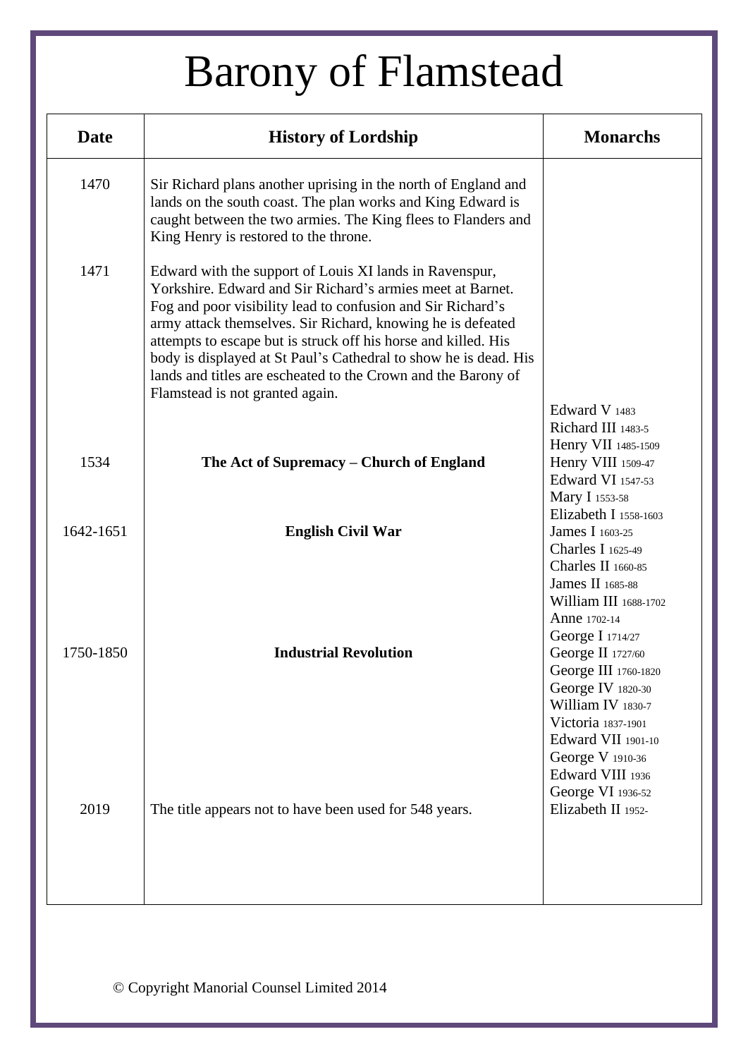# Barony of Flamstead

| Date | History of Lordship | Monarchs |
|---|---|---|
| 1470 | Sir Richard plans another uprising in the north of England and lands on the south coast. The plan works and King Edward is caught between the two armies. The King flees to Flanders and King Henry is restored to the throne. | |
| 1471 | Edward with the support of Louis XI lands in Ravenspur, Yorkshire. Edward and Sir Richard's armies meet at Barnet. Fog and poor visibility lead to confusion and Sir Richard's army attack themselves. Sir Richard, knowing he is defeated attempts to escape but is struck off his horse and killed. His body is displayed at St Paul's Cathedral to show he is dead. His lands and titles are escheated to the Crown and the Barony of Flamstead is not granted again. | |
| | | Edward V 1483<br>Richard III 1483-5<br>Henry VII 1485-1509 |
| 1534 | **The Act of Supremacy – Church of England** | Henry VIII 1509-47<br>Edward VI 1547-53<br>Mary I 1553-58<br>Elizabeth I 1558-1603 |
| 1642-1651 | **English Civil War** | James I 1603-25<br>Charles I 1625-49<br>Charles II 1660-85<br>James II 1685-88<br>William III 1688-1702<br>Anne 1702-14<br>George I 1714/27 |
| 1750-1850 | **Industrial Revolution** | George II 1727/60<br>George III 1760-1820<br>George IV 1820-30<br>William IV 1830-7<br>Victoria 1837-1901<br>Edward VII 1901-10<br>George V 1910-36<br>Edward VIII 1936<br>George VI 1936-52 |
| 2019 | The title appears not to have been used for 548 years. | Elizabeth II 1952- |

© Copyright Manorial Counsel Limited 2014